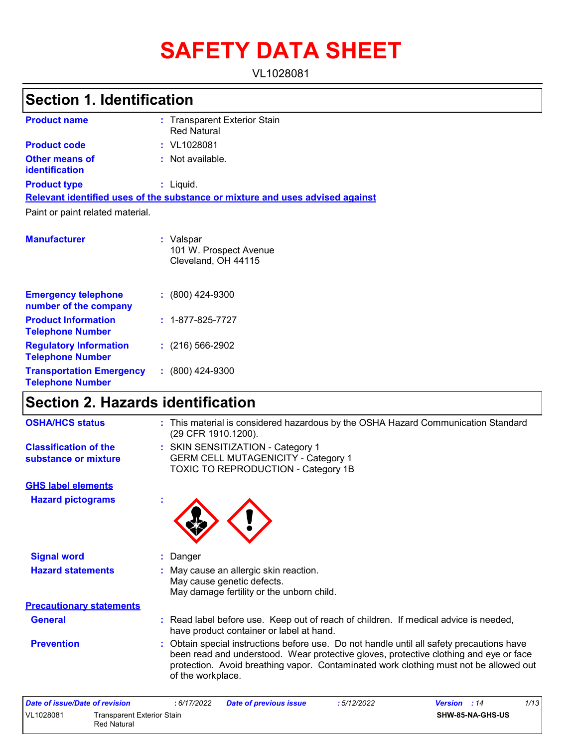# SAFETY DATA SHEET

VL1028081

## Section 1. Identification

| | | |
|---|---|---|
| **Product name** | : | Transparent Exterior Stain<br>Red Natural |
| **Product code** | : | VL1028081 |
| **Other means of identification** | : | Not available. |
| **Product type** | : | Liquid. |

**Relevant identified uses of the substance or mixture and uses advised against**

Paint or paint related material.

| | | |
|---|---|---|
| **Manufacturer** | : | Valspar<br>101 W. Prospect Avenue<br>Cleveland, OH 44115 |
| **Emergency telephone number of the company** | : | (800) 424-9300 |
| **Product Information Telephone Number** | : | 1-877-825-7727 |
| **Regulatory Information Telephone Number** | : | (216) 566-2902 |
| **Transportation Emergency Telephone Number** | : | (800) 424-9300 |

## Section 2. Hazards identification

| | | |
|---|---|---|
| **OSHA/HCS status** | : | This material is considered hazardous by the OSHA Hazard Communication Standard (29 CFR 1910.1200). |
| **Classification of the substance or mixture** | : | SKIN SENSITIZATION - Category 1<br>GERM CELL MUTAGENICITY - Category 1<br>TOXIC TO REPRODUCTION - Category 1B |

**GHS label elements**

| | | |
|---|---|---|
| **Hazard pictograms** | : | |
| **Signal word** | : | Danger |
| **Hazard statements** | : | May cause an allergic skin reaction.<br>May cause genetic defects.<br>May damage fertility or the unborn child. |

**Precautionary statements**

| | | |
|---|---|---|
| **General** | : | Read label before use. Keep out of reach of children. If medical advice is needed, have product container or label at hand. |
| **Prevention** | : | Obtain special instructions before use. Do not handle until all safety precautions have been read and understood. Wear protective gloves, protective clothing and eye or face protection. Avoid breathing vapor. Contaminated work clothing must not be allowed out of the workplace. |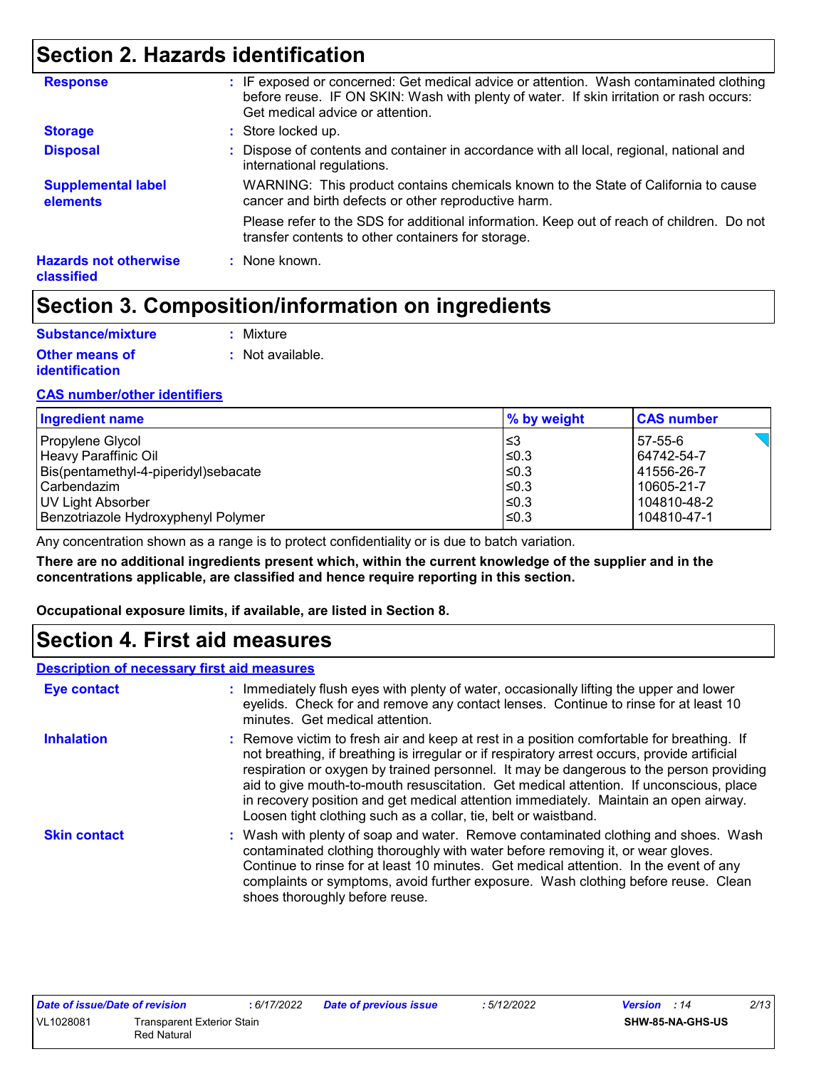## Section 2. Hazards identification

**Response** : IF exposed or concerned: Get medical advice or attention. Wash contaminated clothing before reuse. IF ON SKIN: Wash with plenty of water. If skin irritation or rash occurs: Get medical advice or attention.

**Storage** : Store locked up.

**Disposal** : Dispose of contents and container in accordance with all local, regional, national and international regulations.

**Supplemental label elements** WARNING: This product contains chemicals known to the State of California to cause cancer and birth defects or other reproductive harm.

Please refer to the SDS for additional information. Keep out of reach of children. Do not transfer contents to other containers for storage.

**Hazards not otherwise classified** : None known.

## Section 3. Composition/information on ingredients

**Substance/mixture** : Mixture

**Other means of identification** : Not available.

**CAS number/other identifiers**

| Ingredient name | % by weight | CAS number |
|---|---|---|
| Propylene Glycol | ≤3 | 57-55-6 |
| Heavy Paraffinic Oil | ≤0.3 | 64742-54-7 |
| Bis(pentamethyl-4-piperidyl)sebacate | ≤0.3 | 41556-26-7 |
| Carbendazim | ≤0.3 | 10605-21-7 |
| UV Light Absorber | ≤0.3 | 104810-48-2 |
| Benzotriazole Hydroxyphenyl Polymer | ≤0.3 | 104810-47-1 |

Any concentration shown as a range is to protect confidentiality or is due to batch variation.

**There are no additional ingredients present which, within the current knowledge of the supplier and in the concentrations applicable, are classified and hence require reporting in this section.**

**Occupational exposure limits, if available, are listed in Section 8.**

## Section 4. First aid measures

**Description of necessary first aid measures**

**Eye contact** : Immediately flush eyes with plenty of water, occasionally lifting the upper and lower eyelids. Check for and remove any contact lenses. Continue to rinse for at least 10 minutes. Get medical attention.

**Inhalation** : Remove victim to fresh air and keep at rest in a position comfortable for breathing. If not breathing, if breathing is irregular or if respiratory arrest occurs, provide artificial respiration or oxygen by trained personnel. It may be dangerous to the person providing aid to give mouth-to-mouth resuscitation. Get medical attention. If unconscious, place in recovery position and get medical attention immediately. Maintain an open airway. Loosen tight clothing such as a collar, tie, belt or waistband.

**Skin contact** : Wash with plenty of soap and water. Remove contaminated clothing and shoes. Wash contaminated clothing thoroughly with water before removing it, or wear gloves. Continue to rinse for at least 10 minutes. Get medical attention. In the event of any complaints or symptoms, avoid further exposure. Wash clothing before reuse. Clean shoes thoroughly before reuse.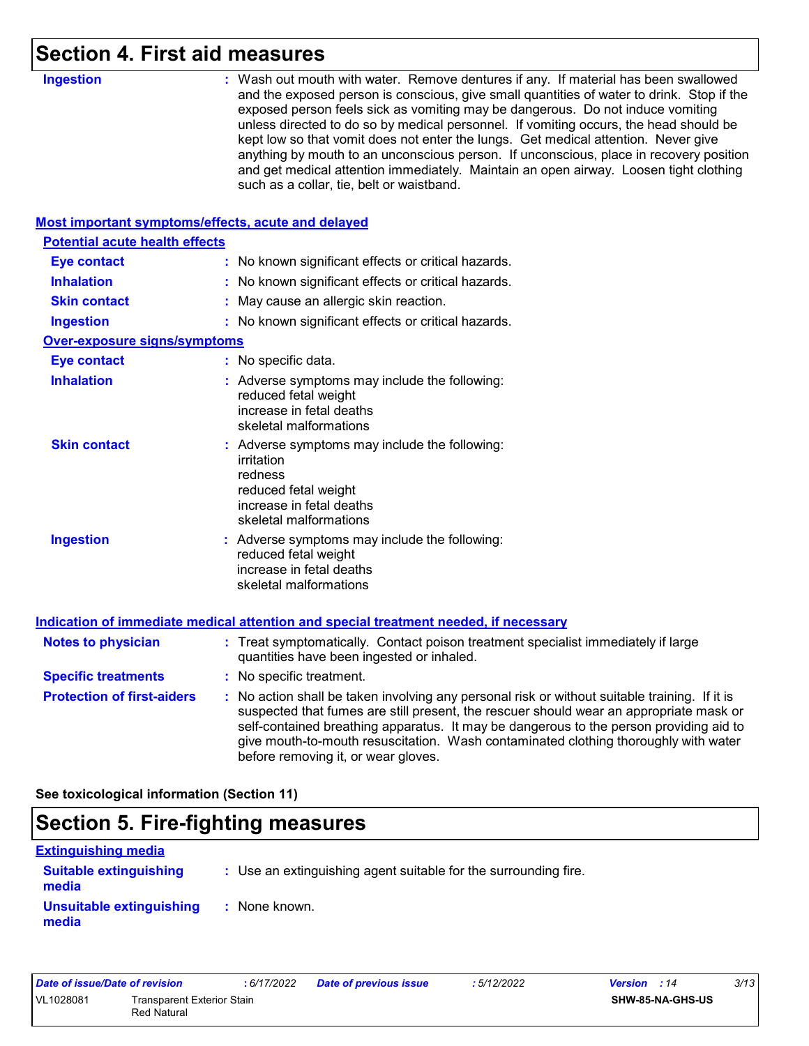## Section 4. First aid measures

**Ingestion** : Wash out mouth with water. Remove dentures if any. If material has been swallowed and the exposed person is conscious, give small quantities of water to drink. Stop if the exposed person feels sick as vomiting may be dangerous. Do not induce vomiting unless directed to do so by medical personnel. If vomiting occurs, the head should be kept low so that vomit does not enter the lungs. Get medical attention. Never give anything by mouth to an unconscious person. If unconscious, place in recovery position and get medical attention immediately. Maintain an open airway. Loosen tight clothing such as a collar, tie, belt or waistband.

### Most important symptoms/effects, acute and delayed

#### Potential acute health effects

**Eye contact** : No known significant effects or critical hazards.

**Inhalation** : No known significant effects or critical hazards.

**Skin contact** : May cause an allergic skin reaction.

**Ingestion** : No known significant effects or critical hazards.

#### Over-exposure signs/symptoms

**Eye contact** : No specific data.

**Inhalation** : Adverse symptoms may include the following:
reduced fetal weight
increase in fetal deaths
skeletal malformations

**Skin contact** : Adverse symptoms may include the following:
irritation
redness
reduced fetal weight
increase in fetal deaths
skeletal malformations

**Ingestion** : Adverse symptoms may include the following:
reduced fetal weight
increase in fetal deaths
skeletal malformations

### Indication of immediate medical attention and special treatment needed, if necessary

**Notes to physician** : Treat symptomatically. Contact poison treatment specialist immediately if large quantities have been ingested or inhaled.

**Specific treatments** : No specific treatment.

**Protection of first-aiders** : No action shall be taken involving any personal risk or without suitable training. If it is suspected that fumes are still present, the rescuer should wear an appropriate mask or self-contained breathing apparatus. It may be dangerous to the person providing aid to give mouth-to-mouth resuscitation. Wash contaminated clothing thoroughly with water before removing it, or wear gloves.

**See toxicological information (Section 11)**

## Section 5. Fire-fighting measures

### Extinguishing media

**Suitable extinguishing media** : Use an extinguishing agent suitable for the surrounding fire.

**Unsuitable extinguishing media** : None known.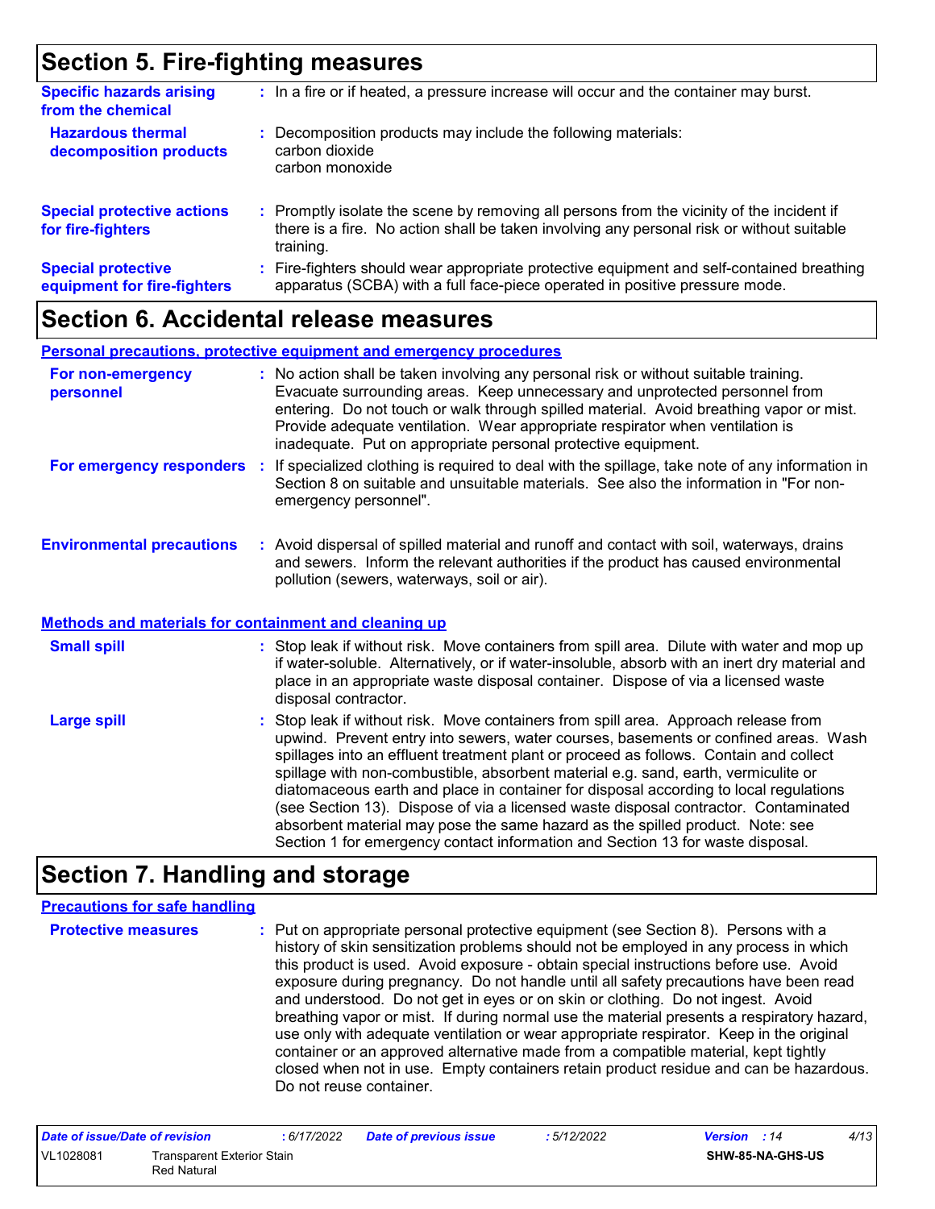## Section 5. Fire-fighting measures

**Specific hazards arising from the chemical** : In a fire or if heated, a pressure increase will occur and the container may burst.

**Hazardous thermal decomposition products** : Decomposition products may include the following materials:
carbon dioxide
carbon monoxide

**Special protective actions for fire-fighters** : Promptly isolate the scene by removing all persons from the vicinity of the incident if there is a fire. No action shall be taken involving any personal risk or without suitable training.

**Special protective equipment for fire-fighters** : Fire-fighters should wear appropriate protective equipment and self-contained breathing apparatus (SCBA) with a full face-piece operated in positive pressure mode.

## Section 6. Accidental release measures

### Personal precautions, protective equipment and emergency procedures

**For non-emergency personnel** : No action shall be taken involving any personal risk or without suitable training. Evacuate surrounding areas. Keep unnecessary and unprotected personnel from entering. Do not touch or walk through spilled material. Avoid breathing vapor or mist. Provide adequate ventilation. Wear appropriate respirator when ventilation is inadequate. Put on appropriate personal protective equipment.

**For emergency responders** : If specialized clothing is required to deal with the spillage, take note of any information in Section 8 on suitable and unsuitable materials. See also the information in "For non-emergency personnel".

**Environmental precautions** : Avoid dispersal of spilled material and runoff and contact with soil, waterways, drains and sewers. Inform the relevant authorities if the product has caused environmental pollution (sewers, waterways, soil or air).

### Methods and materials for containment and cleaning up

**Small spill** : Stop leak if without risk. Move containers from spill area. Dilute with water and mop up if water-soluble. Alternatively, or if water-insoluble, absorb with an inert dry material and place in an appropriate waste disposal container. Dispose of via a licensed waste disposal contractor.

**Large spill** : Stop leak if without risk. Move containers from spill area. Approach release from upwind. Prevent entry into sewers, water courses, basements or confined areas. Wash spillages into an effluent treatment plant or proceed as follows. Contain and collect spillage with non-combustible, absorbent material e.g. sand, earth, vermiculite or diatomaceous earth and place in container for disposal according to local regulations (see Section 13). Dispose of via a licensed waste disposal contractor. Contaminated absorbent material may pose the same hazard as the spilled product. Note: see Section 1 for emergency contact information and Section 13 for waste disposal.

## Section 7. Handling and storage

### Precautions for safe handling

**Protective measures** : Put on appropriate personal protective equipment (see Section 8). Persons with a history of skin sensitization problems should not be employed in any process in which this product is used. Avoid exposure - obtain special instructions before use. Avoid exposure during pregnancy. Do not handle until all safety precautions have been read and understood. Do not get in eyes or on skin or clothing. Do not ingest. Avoid breathing vapor or mist. If during normal use the material presents a respiratory hazard, use only with adequate ventilation or wear appropriate respirator. Keep in the original container or an approved alternative made from a compatible material, kept tightly closed when not in use. Empty containers retain product residue and can be hazardous. Do not reuse container.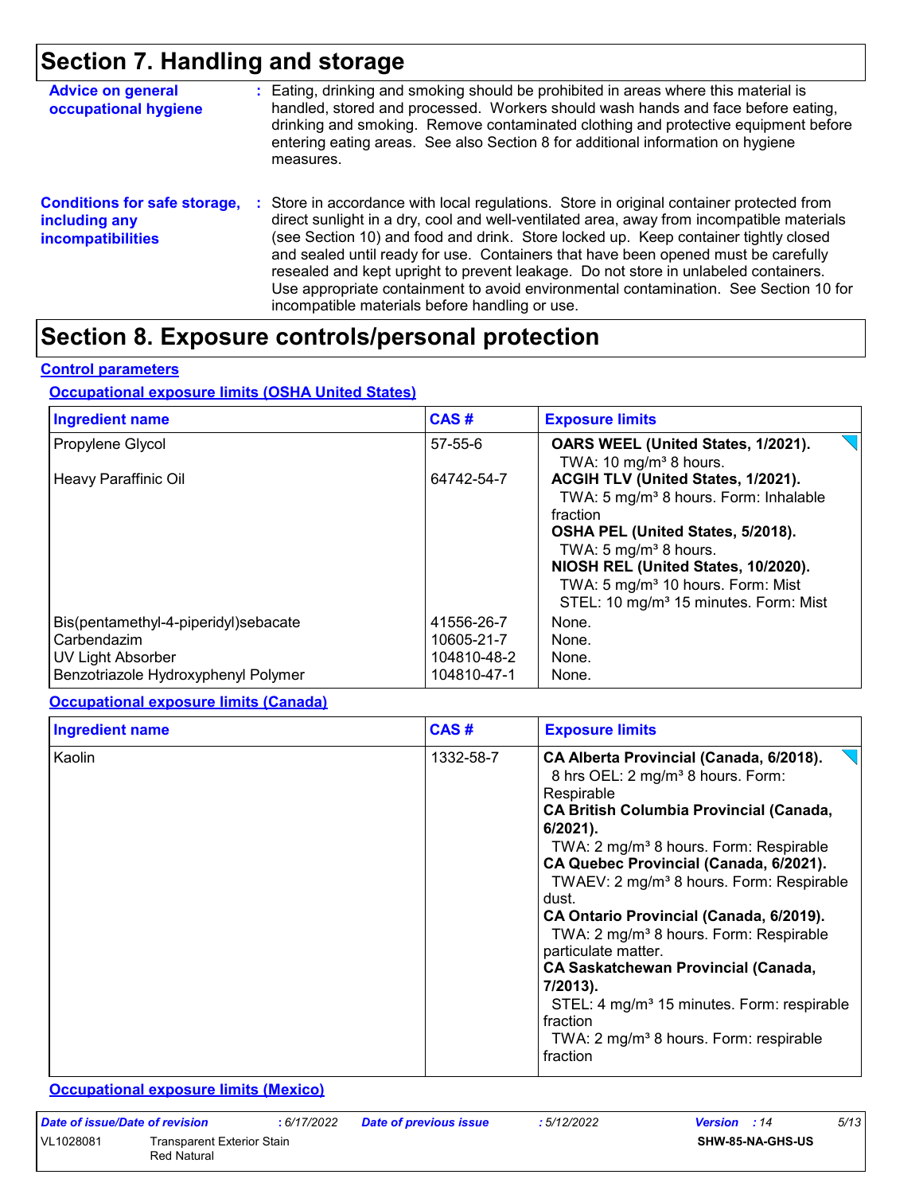# Section 7. Handling and storage

**Advice on general occupational hygiene** : Eating, drinking and smoking should be prohibited in areas where this material is handled, stored and processed. Workers should wash hands and face before eating, drinking and smoking. Remove contaminated clothing and protective equipment before entering eating areas. See also Section 8 for additional information on hygiene measures.

**Conditions for safe storage, including any incompatibilities** : Store in accordance with local regulations. Store in original container protected from direct sunlight in a dry, cool and well-ventilated area, away from incompatible materials (see Section 10) and food and drink. Store locked up. Keep container tightly closed and sealed until ready for use. Containers that have been opened must be carefully resealed and kept upright to prevent leakage. Do not store in unlabeled containers. Use appropriate containment to avoid environmental contamination. See Section 10 for incompatible materials before handling or use.

# Section 8. Exposure controls/personal protection

## Control parameters

### Occupational exposure limits (OSHA United States)

| Ingredient name | CAS # | Exposure limits |
|---|---|---|
| Propylene Glycol | 57-55-6 | **OARS WEEL (United States, 1/2021).**<br>TWA: 10 mg/m³ 8 hours. |
| Heavy Paraffinic Oil | 64742-54-7 | **ACGIH TLV (United States, 1/2021).**<br>TWA: 5 mg/m³ 8 hours. Form: Inhalable fraction<br>**OSHA PEL (United States, 5/2018).**<br>TWA: 5 mg/m³ 8 hours.<br>**NIOSH REL (United States, 10/2020).**<br>TWA: 5 mg/m³ 10 hours. Form: Mist<br>STEL: 10 mg/m³ 15 minutes. Form: Mist |
| Bis(pentamethyl-4-piperidyl)sebacate | 41556-26-7 | None. |
| Carbendazim | 10605-21-7 | None. |
| UV Light Absorber | 104810-48-2 | None. |
| Benzotriazole Hydroxyphenyl Polymer | 104810-47-1 | None. |

### Occupational exposure limits (Canada)

| Ingredient name | CAS # | Exposure limits |
|---|---|---|
| Kaolin | 1332-58-7 | **CA Alberta Provincial (Canada, 6/2018).**<br>8 hrs OEL: 2 mg/m³ 8 hours. Form: Respirable<br>**CA British Columbia Provincial (Canada, 6/2021).**<br>TWA: 2 mg/m³ 8 hours. Form: Respirable<br>**CA Quebec Provincial (Canada, 6/2021).**<br>TWAEV: 2 mg/m³ 8 hours. Form: Respirable dust.<br>**CA Ontario Provincial (Canada, 6/2019).**<br>TWA: 2 mg/m³ 8 hours. Form: Respirable particulate matter.<br>**CA Saskatchewan Provincial (Canada, 7/2013).**<br>STEL: 4 mg/m³ 15 minutes. Form: respirable fraction<br>TWA: 2 mg/m³ 8 hours. Form: respirable fraction |

### Occupational exposure limits (Mexico)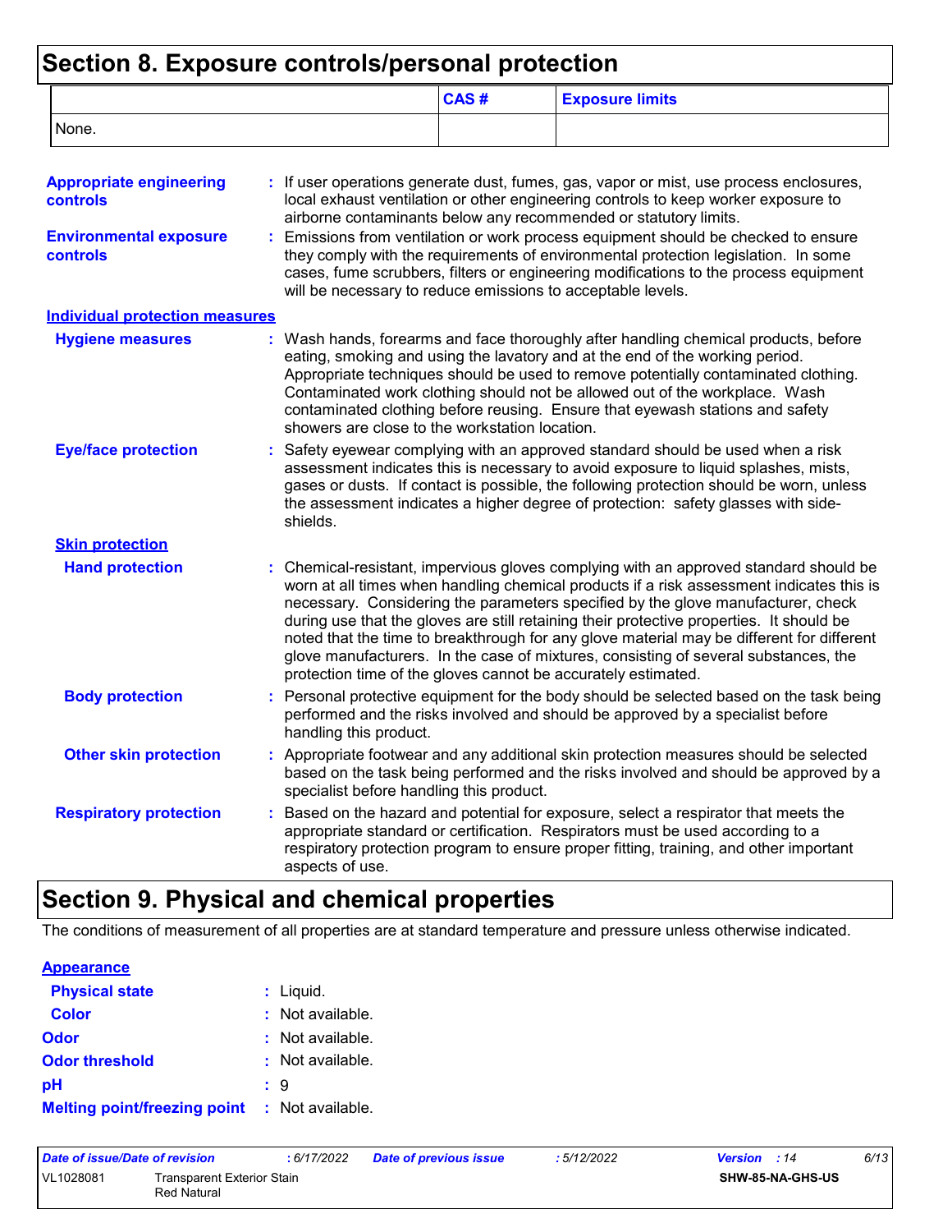# Section 8. Exposure controls/personal protection

| | CAS # | Exposure limits |
|---|---|---|
| None. | | |

**Appropriate engineering controls** : If user operations generate dust, fumes, gas, vapor or mist, use process enclosures, local exhaust ventilation or other engineering controls to keep worker exposure to airborne contaminants below any recommended or statutory limits.

**Environmental exposure controls** : Emissions from ventilation or work process equipment should be checked to ensure they comply with the requirements of environmental protection legislation. In some cases, fume scrubbers, filters or engineering modifications to the process equipment will be necessary to reduce emissions to acceptable levels.

**Individual protection measures**

**Hygiene measures** : Wash hands, forearms and face thoroughly after handling chemical products, before eating, smoking and using the lavatory and at the end of the working period. Appropriate techniques should be used to remove potentially contaminated clothing. Contaminated work clothing should not be allowed out of the workplace. Wash contaminated clothing before reusing. Ensure that eyewash stations and safety showers are close to the workstation location.

**Eye/face protection** : Safety eyewear complying with an approved standard should be used when a risk assessment indicates this is necessary to avoid exposure to liquid splashes, mists, gases or dusts. If contact is possible, the following protection should be worn, unless the assessment indicates a higher degree of protection: safety glasses with side-shields.

**Skin protection**

**Hand protection** : Chemical-resistant, impervious gloves complying with an approved standard should be worn at all times when handling chemical products if a risk assessment indicates this is necessary. Considering the parameters specified by the glove manufacturer, check during use that the gloves are still retaining their protective properties. It should be noted that the time to breakthrough for any glove material may be different for different glove manufacturers. In the case of mixtures, consisting of several substances, the protection time of the gloves cannot be accurately estimated.

**Body protection** : Personal protective equipment for the body should be selected based on the task being performed and the risks involved and should be approved by a specialist before handling this product.

**Other skin protection** : Appropriate footwear and any additional skin protection measures should be selected based on the task being performed and the risks involved and should be approved by a specialist before handling this product.

**Respiratory protection** : Based on the hazard and potential for exposure, select a respirator that meets the appropriate standard or certification. Respirators must be used according to a respiratory protection program to ensure proper fitting, training, and other important aspects of use.

# Section 9. Physical and chemical properties

The conditions of measurement of all properties are at standard temperature and pressure unless otherwise indicated.

**Appearance**

**Physical state** : Liquid.

**Color** : Not available.

**Odor** : Not available.

**Odor threshold** : Not available.

**pH** : 9

**Melting point/freezing point** : Not available.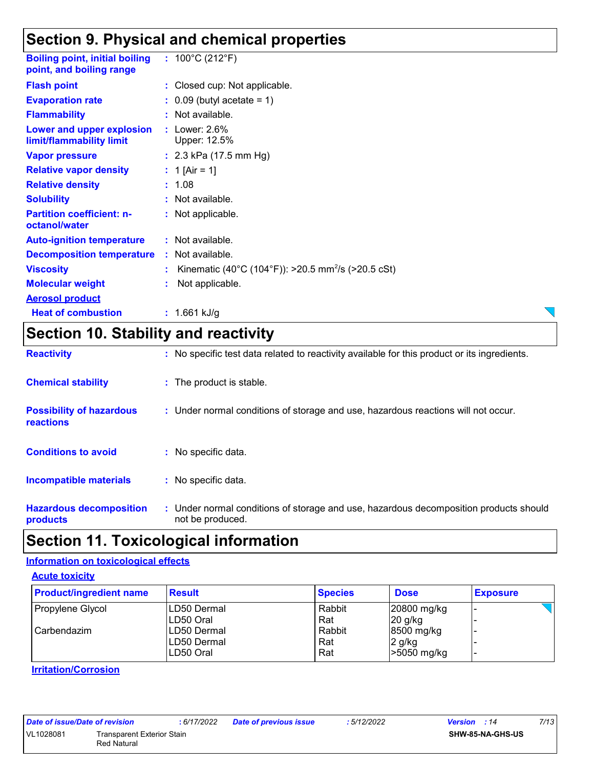## Section 9. Physical and chemical properties

| | | |
|---|---|---|
| **Boiling point, initial boiling point, and boiling range** | : | 100°C (212°F) |
| **Flash point** | : | Closed cup: Not applicable. |
| **Evaporation rate** | : | 0.09 (butyl acetate = 1) |
| **Flammability** | : | Not available. |
| **Lower and upper explosion limit/flammability limit** | : | Lower: 2.6%<br>Upper: 12.5% |
| **Vapor pressure** | : | 2.3 kPa (17.5 mm Hg) |
| **Relative vapor density** | : | 1 [Air = 1] |
| **Relative density** | : | 1.08 |
| **Solubility** | : | Not available. |
| **Partition coefficient: n-octanol/water** | : | Not applicable. |
| **Auto-ignition temperature** | : | Not available. |
| **Decomposition temperature** | : | Not available. |
| **Viscosity** | : | Kinematic (40°C (104°F)): >20.5 $mm^2/s$ (>20.5 cSt) |
| **Molecular weight** | : | Not applicable. |

**Aerosol product**

| | | |
|---|---|---|
| **Heat of combustion** | : | 1.661 kJ/g |

## Section 10. Stability and reactivity

| | | |
|---|---|---|
| **Reactivity** | : | No specific test data related to reactivity available for this product or its ingredients. |
| **Chemical stability** | : | The product is stable. |
| **Possibility of hazardous reactions** | : | Under normal conditions of storage and use, hazardous reactions will not occur. |
| **Conditions to avoid** | : | No specific data. |
| **Incompatible materials** | : | No specific data. |
| **Hazardous decomposition products** | : | Under normal conditions of storage and use, hazardous decomposition products should not be produced. |

## Section 11. Toxicological information

### Information on toxicological effects

**Acute toxicity**

| Product/ingredient name | Result | Species | Dose | Exposure |
|---|---|---|---|---|
| Propylene Glycol | LD50 Dermal | Rabbit | 20800 mg/kg | - |
| | LD50 Oral | Rat | 20 g/kg | - |
| Carbendazim | LD50 Dermal | Rabbit | 8500 mg/kg | - |
| | LD50 Dermal | Rat | 2 g/kg | - |
| | LD50 Oral | Rat | >5050 mg/kg | - |

**Irritation/Corrosion**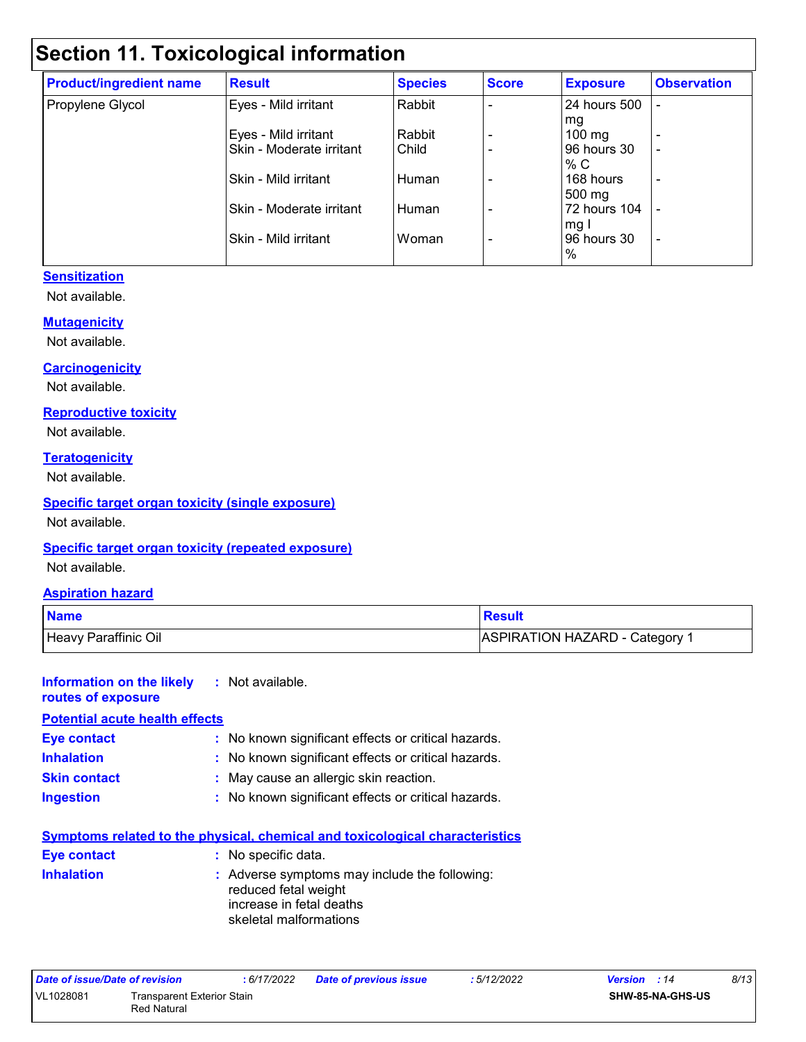## Section 11. Toxicological information

| Product/ingredient name | Result | Species | Score | Exposure | Observation |
|---|---|---|---|---|---|
| Propylene Glycol | Eyes - Mild irritant | Rabbit | - | 24 hours 500 mg | - |
| | Eyes - Mild irritant | Rabbit | - | 100 mg | - |
| | Skin - Moderate irritant | Child | - | 96 hours 30 % C | - |
| | Skin - Mild irritant | Human | - | 168 hours 500 mg | - |
| | Skin - Moderate irritant | Human | - | 72 hours 104 mg I | - |
| | Skin - Mild irritant | Woman | - | 96 hours 30 % | - |

**Sensitization**

Not available.

**Mutagenicity**

Not available.

**Carcinogenicity**

Not available.

**Reproductive toxicity**

Not available.

**Teratogenicity**

Not available.

**Specific target organ toxicity (single exposure)**

Not available.

**Specific target organ toxicity (repeated exposure)**

Not available.

**Aspiration hazard**

| Name | Result |
|---|---|
| Heavy Paraffinic Oil | ASPIRATION HAZARD - Category 1 |

**Information on the likely routes of exposure** : Not available.

**Potential acute health effects**

**Eye contact** : No known significant effects or critical hazards.

**Inhalation** : No known significant effects or critical hazards.

**Skin contact** : May cause an allergic skin reaction.

**Ingestion** : No known significant effects or critical hazards.

**Symptoms related to the physical, chemical and toxicological characteristics**

**Eye contact** : No specific data.

**Inhalation** : Adverse symptoms may include the following:
reduced fetal weight
increase in fetal deaths
skeletal malformations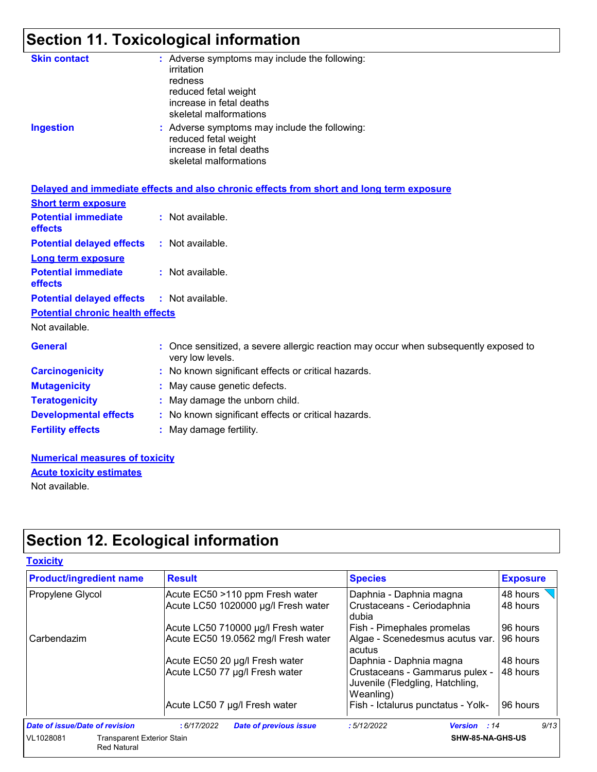# Section 11. Toxicological information

**Skin contact** : Adverse symptoms may include the following:
irritation
redness
reduced fetal weight
increase in fetal deaths
skeletal malformations

**Ingestion** : Adverse symptoms may include the following:
reduced fetal weight
increase in fetal deaths
skeletal malformations

**Delayed and immediate effects and also chronic effects from short and long term exposure**

**Short term exposure**

**Potential immediate effects** : Not available.

**Potential delayed effects** : Not available.

**Long term exposure**

**Potential immediate effects** : Not available.

**Potential delayed effects** : Not available.

**Potential chronic health effects**

Not available.

**General** : Once sensitized, a severe allergic reaction may occur when subsequently exposed to very low levels.

**Carcinogenicity** : No known significant effects or critical hazards.

**Mutagenicity** : May cause genetic defects.

**Teratogenicity** : May damage the unborn child.

**Developmental effects** : No known significant effects or critical hazards.

**Fertility effects** : May damage fertility.

**Numerical measures of toxicity**

**Acute toxicity estimates**

Not available.

# Section 12. Ecological information

**Toxicity**

| Product/ingredient name | Result | Species | Exposure |
|---|---|---|---|
| Propylene Glycol | Acute EC50 >110 ppm Fresh water | Daphnia - Daphnia magna | 48 hours |
| | Acute LC50 1020000 µg/l Fresh water | Crustaceans - Ceriodaphnia dubia | 48 hours |
| | Acute LC50 710000 µg/l Fresh water | Fish - Pimephales promelas | 96 hours |
| Carbendazim | Acute EC50 19.0562 mg/l Fresh water | Algae - Scenedesmus acutus var. acutus | 96 hours |
| | Acute EC50 20 µg/l Fresh water | Daphnia - Daphnia magna | 48 hours |
| | Acute LC50 77 µg/l Fresh water | Crustaceans - Gammarus pulex - Juvenile (Fledgling, Hatchling, Weanling) | 48 hours |
| | Acute LC50 7 µg/l Fresh water | Fish - Ictalurus punctatus - Yolk- | 96 hours |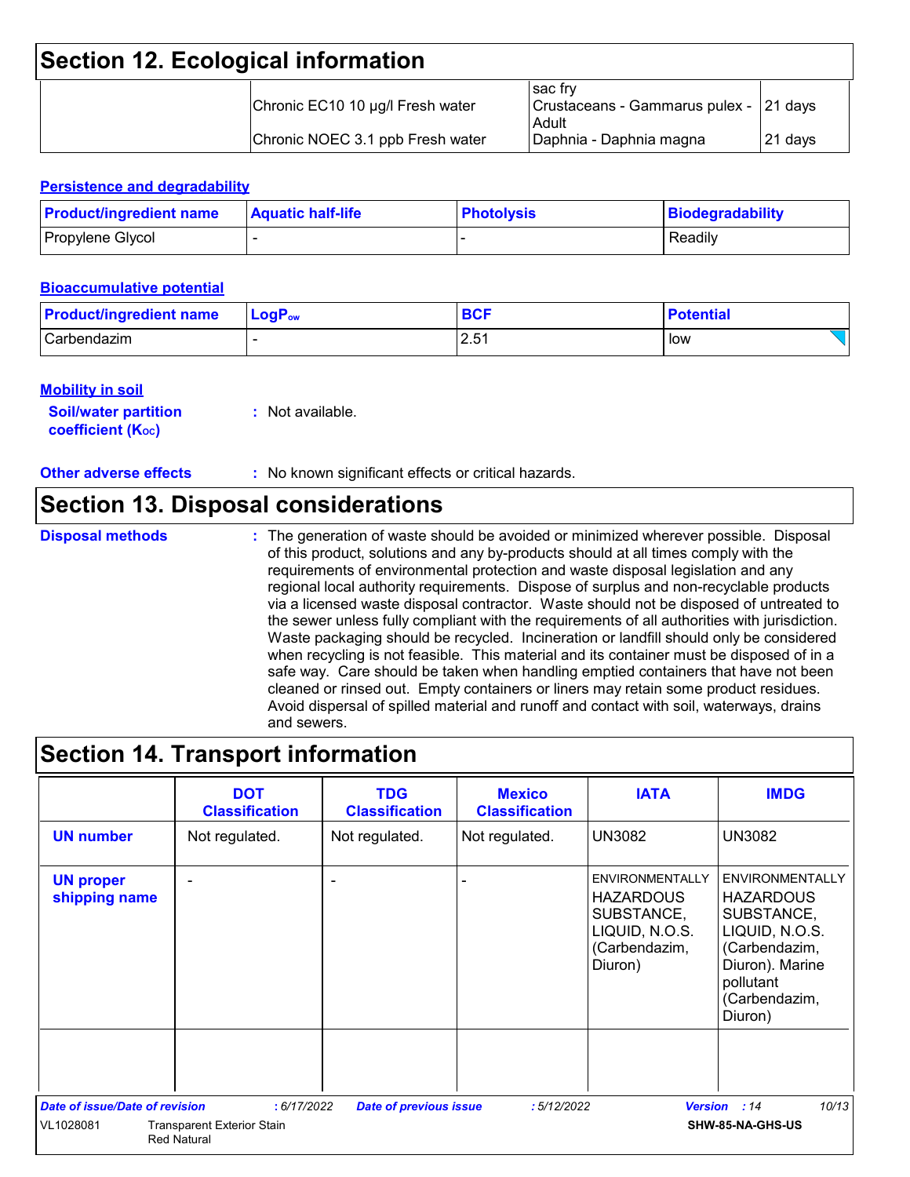# Section 12. Ecological information

| | | | |
|---|---|---|---|
| | Chronic EC10 10 µg/l Fresh water | sac fry<br>Crustaceans - Gammarus pulex - Adult | 21 days |
| | Chronic NOEC 3.1 ppb Fresh water | Daphnia - Daphnia magna | 21 days |

### Persistence and degradability

| Product/ingredient name | Aquatic half-life | Photolysis | Biodegradability |
|---|---|---|---|
| Propylene Glycol | - | - | Readily |

### Bioaccumulative potential

| Product/ingredient name | $LogP_{ow}$ | BCF | Potential |
|---|---|---|---|
| Carbendazim | - | 2.51 | low |

### Mobility in soil

**Soil/water partition coefficient ($K_{OC}$)** : Not available.

**Other adverse effects** : No known significant effects or critical hazards.

# Section 13. Disposal considerations

**Disposal methods** : The generation of waste should be avoided or minimized wherever possible. Disposal of this product, solutions and any by-products should at all times comply with the requirements of environmental protection and waste disposal legislation and any regional local authority requirements. Dispose of surplus and non-recyclable products via a licensed waste disposal contractor. Waste should not be disposed of untreated to the sewer unless fully compliant with the requirements of all authorities with jurisdiction. Waste packaging should be recycled. Incineration or landfill should only be considered when recycling is not feasible. This material and its container must be disposed of in a safe way. Care should be taken when handling emptied containers that have not been cleaned or rinsed out. Empty containers or liners may retain some product residues. Avoid dispersal of spilled material and runoff and contact with soil, waterways, drains and sewers.

# Section 14. Transport information

| | DOT Classification | TDG Classification | Mexico Classification | IATA | IMDG |
|---|---|---|---|---|---|
| **UN number** | Not regulated. | Not regulated. | Not regulated. | UN3082 | UN3082 |
| **UN proper shipping name** | - | - | - | ENVIRONMENTALLY HAZARDOUS SUBSTANCE, LIQUID, N.O.S. (Carbendazim, Diuron) | ENVIRONMENTALLY HAZARDOUS SUBSTANCE, LIQUID, N.O.S. (Carbendazim, Diuron). Marine pollutant (Carbendazim, Diuron) |
| | | | | | |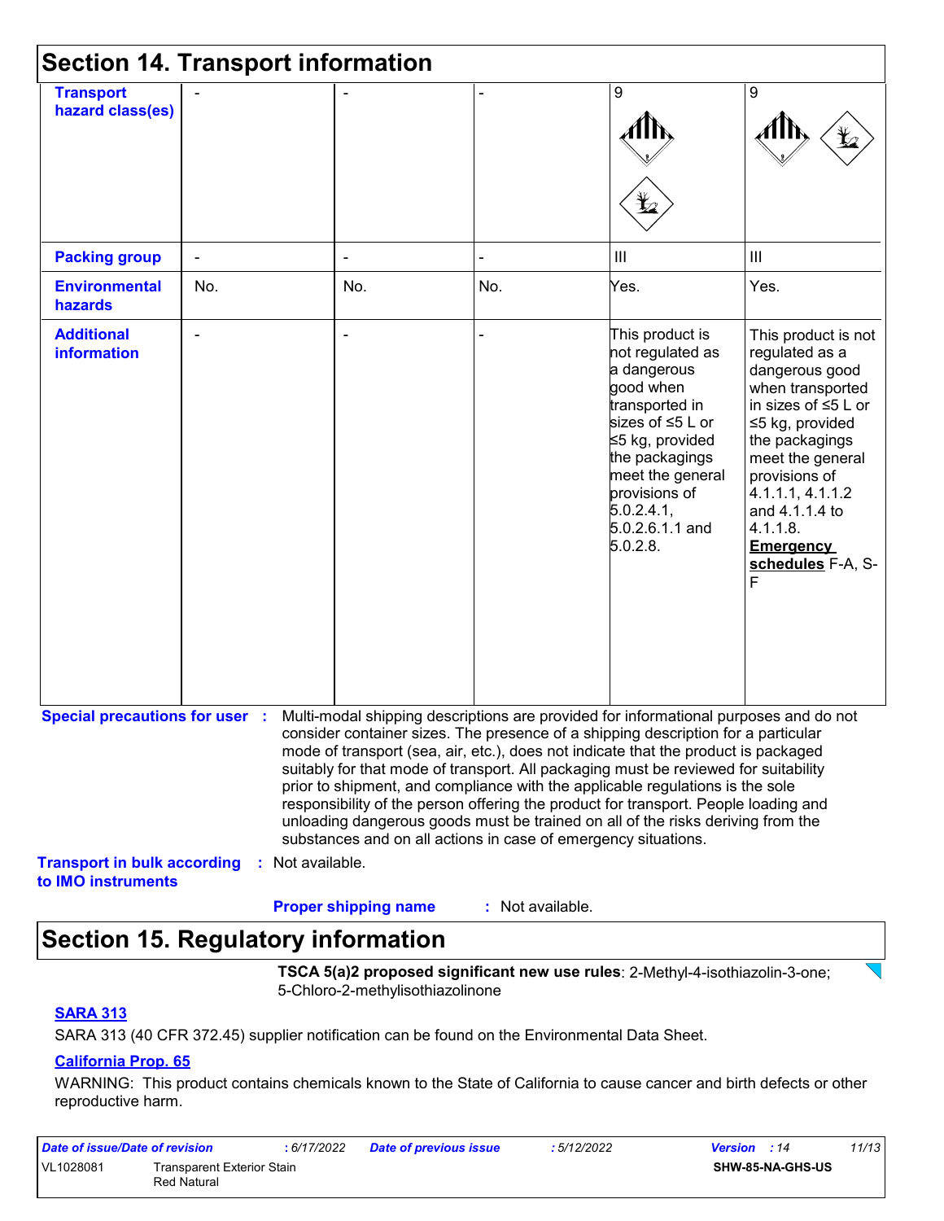## Section 14. Transport information

| Transport hazard class(es) | - | - | - | 9 | 9 |
|---|---|---|---|---|---|
| **Packing group** | - | - | - | III | III |
| **Environmental hazards** | No. | No. | No. | Yes. | Yes. |
| **Additional information** | - | - | - | This product is not regulated as a dangerous good when transported in sizes of ≤5 L or ≤5 kg, provided the packagings meet the general provisions of 5.0.2.4.1, 5.0.2.6.1.1 and 5.0.2.8. | This product is not regulated as a dangerous good when transported in sizes of ≤5 L or ≤5 kg, provided the packagings meet the general provisions of 4.1.1.1, 4.1.1.2 and 4.1.1.4 to 4.1.1.8. **Emergency schedules** F-A, S-F |

**Special precautions for user** : Multi-modal shipping descriptions are provided for informational purposes and do not consider container sizes. The presence of a shipping description for a particular mode of transport (sea, air, etc.), does not indicate that the product is packaged suitably for that mode of transport. All packaging must be reviewed for suitability prior to shipment, and compliance with the applicable regulations is the sole responsibility of the person offering the product for transport. People loading and unloading dangerous goods must be trained on all of the risks deriving from the substances and on all actions in case of emergency situations.

**Transport in bulk according to IMO instruments** : Not available.

**Proper shipping name** : Not available.

## Section 15. Regulatory information

**TSCA 5(a)2 proposed significant new use rules**: 2-Methyl-4-isothiazolin-3-one; 5-Chloro-2-methylisothiazolinone

**SARA 313**

SARA 313 (40 CFR 372.45) supplier notification can be found on the Environmental Data Sheet.

**California Prop. 65**

WARNING: This product contains chemicals known to the State of California to cause cancer and birth defects or other reproductive harm.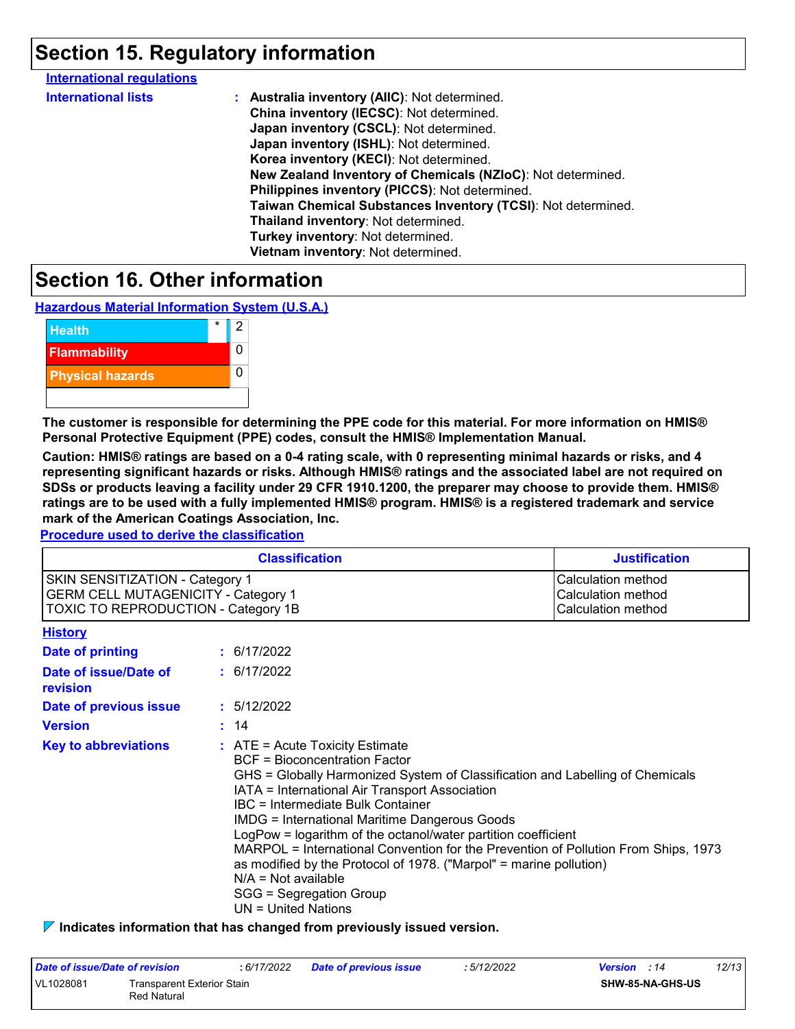## Section 15. Regulatory information

**International regulations**

**International lists** : **Australia inventory (AIIC)**: Not determined.
**China inventory (IECSC)**: Not determined.
**Japan inventory (CSCL)**: Not determined.
**Japan inventory (ISHL)**: Not determined.
**Korea inventory (KECI)**: Not determined.
**New Zealand Inventory of Chemicals (NZIoC)**: Not determined.
**Philippines inventory (PICCS)**: Not determined.
**Taiwan Chemical Substances Inventory (TCSI)**: Not determined.
**Thailand inventory**: Not determined.
**Turkey inventory**: Not determined.
**Vietnam inventory**: Not determined.

## Section 16. Other information

**Hazardous Material Information System (U.S.A.)**

| | | |
|---|---|---|
| Health | * | 2 |
| Flammability | | 0 |
| Physical hazards | | 0 |

**The customer is responsible for determining the PPE code for this material. For more information on HMIS® Personal Protective Equipment (PPE) codes, consult the HMIS® Implementation Manual.**

**Caution: HMIS® ratings are based on a 0-4 rating scale, with 0 representing minimal hazards or risks, and 4 representing significant hazards or risks. Although HMIS® ratings and the associated label are not required on SDSs or products leaving a facility under 29 CFR 1910.1200, the preparer may choose to provide them. HMIS® ratings are to be used with a fully implemented HMIS® program. HMIS® is a registered trademark and service mark of the American Coatings Association, Inc.**

**Procedure used to derive the classification**

| Classification | Justification |
|---|---|
| SKIN SENSITIZATION - Category 1 | Calculation method |
| GERM CELL MUTAGENICITY - Category 1 | Calculation method |
| TOXIC TO REPRODUCTION - Category 1B | Calculation method |

**History**

**Date of printing** : 6/17/2022

**Date of issue/Date of revision** : 6/17/2022

**Date of previous issue** : 5/12/2022

**Version** : 14

**Key to abbreviations** : ATE = Acute Toxicity Estimate
BCF = Bioconcentration Factor
GHS = Globally Harmonized System of Classification and Labelling of Chemicals
IATA = International Air Transport Association
IBC = Intermediate Bulk Container
IMDG = International Maritime Dangerous Goods
LogPow = logarithm of the octanol/water partition coefficient
MARPOL = International Convention for the Prevention of Pollution From Ships, 1973 as modified by the Protocol of 1978. ("Marpol" = marine pollution)
N/A = Not available
SGG = Segregation Group
UN = United Nations

**Indicates information that has changed from previously issued version.**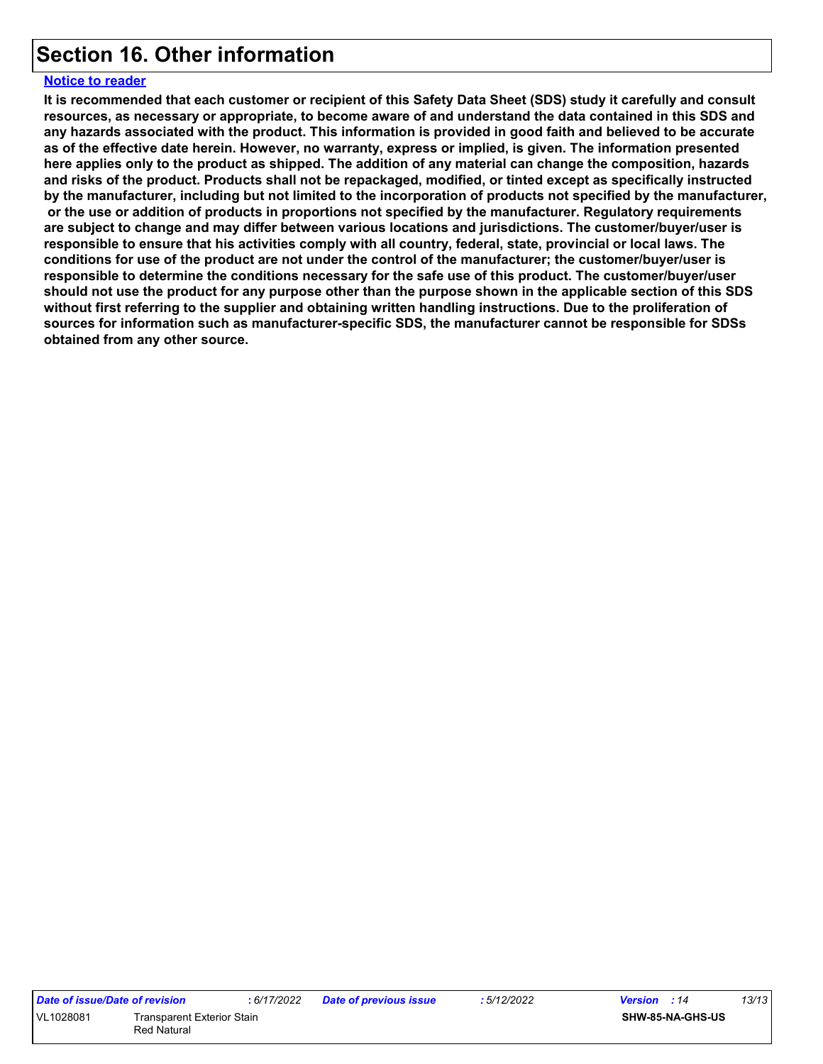# Section 16. Other information

**Notice to reader**

**It is recommended that each customer or recipient of this Safety Data Sheet (SDS) study it carefully and consult resources, as necessary or appropriate, to become aware of and understand the data contained in this SDS and any hazards associated with the product. This information is provided in good faith and believed to be accurate as of the effective date herein. However, no warranty, express or implied, is given. The information presented here applies only to the product as shipped. The addition of any material can change the composition, hazards and risks of the product. Products shall not be repackaged, modified, or tinted except as specifically instructed by the manufacturer, including but not limited to the incorporation of products not specified by the manufacturer, or the use or addition of products in proportions not specified by the manufacturer. Regulatory requirements are subject to change and may differ between various locations and jurisdictions. The customer/buyer/user is responsible to ensure that his activities comply with all country, federal, state, provincial or local laws. The conditions for use of the product are not under the control of the manufacturer; the customer/buyer/user is responsible to determine the conditions necessary for the safe use of this product. The customer/buyer/user should not use the product for any purpose other than the purpose shown in the applicable section of this SDS without first referring to the supplier and obtaining written handling instructions. Due to the proliferation of sources for information such as manufacturer-specific SDS, the manufacturer cannot be responsible for SDSs obtained from any other source.**